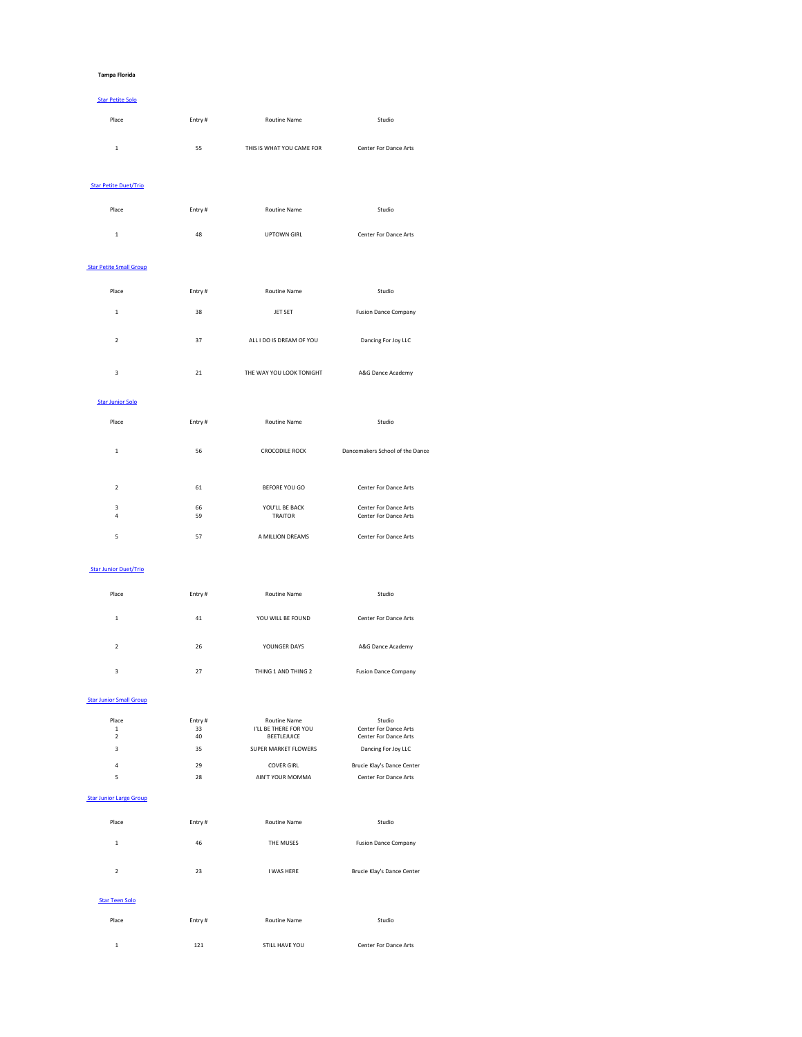**Tampa Florida**

## Star Petite Solo

| Place | Entry # | Routine Name | Studio |
|---|---|---|---|
| 1 | 55 | THIS IS WHAT YOU CAME FOR | Center For Dance Arts |

## Star Petite Duet/Trio

| Place | Entry # | Routine Name | Studio |
|---|---|---|---|
| 1 | 48 | UPTOWN GIRL | Center For Dance Arts |

## Star Petite Small Group

| Place | Entry # | Routine Name | Studio |
|---|---|---|---|
| 1 | 38 | JET SET | Fusion Dance Company |
| 2 | 37 | ALL I DO IS DREAM OF YOU | Dancing For Joy LLC |
| 3 | 21 | THE WAY YOU LOOK TONIGHT | A&G Dance Academy |

## Star Junior Solo

| Place | Entry # | Routine Name | Studio |
|---|---|---|---|
| 1 | 56 | CROCODILE ROCK | Dancemakers School of the Dance |
| 2 | 61 | BEFORE YOU GO | Center For Dance Arts |
| 3 | 66 | YOU'LL BE BACK | Center For Dance Arts |
| 4 | 59 | TRAITOR | Center For Dance Arts |
| 5 | 57 | A MILLION DREAMS | Center For Dance Arts |

## Star Junior Duet/Trio

| Place | Entry # | Routine Name | Studio |
|---|---|---|---|
| 1 | 41 | YOU WILL BE FOUND | Center For Dance Arts |
| 2 | 26 | YOUNGER DAYS | A&G Dance Academy |
| 3 | 27 | THING 1 AND THING 2 | Fusion Dance Company |

## Star Junior Small Group

| Place | Entry # | Routine Name | Studio |
|---|---|---|---|
| 1 | 33 | I'LL BE THERE FOR YOU | Center For Dance Arts |
| 2 | 40 | BEETLEJUICE | Center For Dance Arts |
| 3 | 35 | SUPER MARKET FLOWERS | Dancing For Joy LLC |
| 4 | 29 | COVER GIRL | Brucie Klay's Dance Center |
| 5 | 28 | AIN'T YOUR MOMMA | Center For Dance Arts |

## Star Junior Large Group

| Place | Entry # | Routine Name | Studio |
|---|---|---|---|
| 1 | 46 | THE MUSES | Fusion Dance Company |
| 2 | 23 | I WAS HERE | Brucie Klay's Dance Center |

## Star Teen Solo

| Place | Entry # | Routine Name | Studio |
|---|---|---|---|
| 1 | 121 | STILL HAVE YOU | Center For Dance Arts |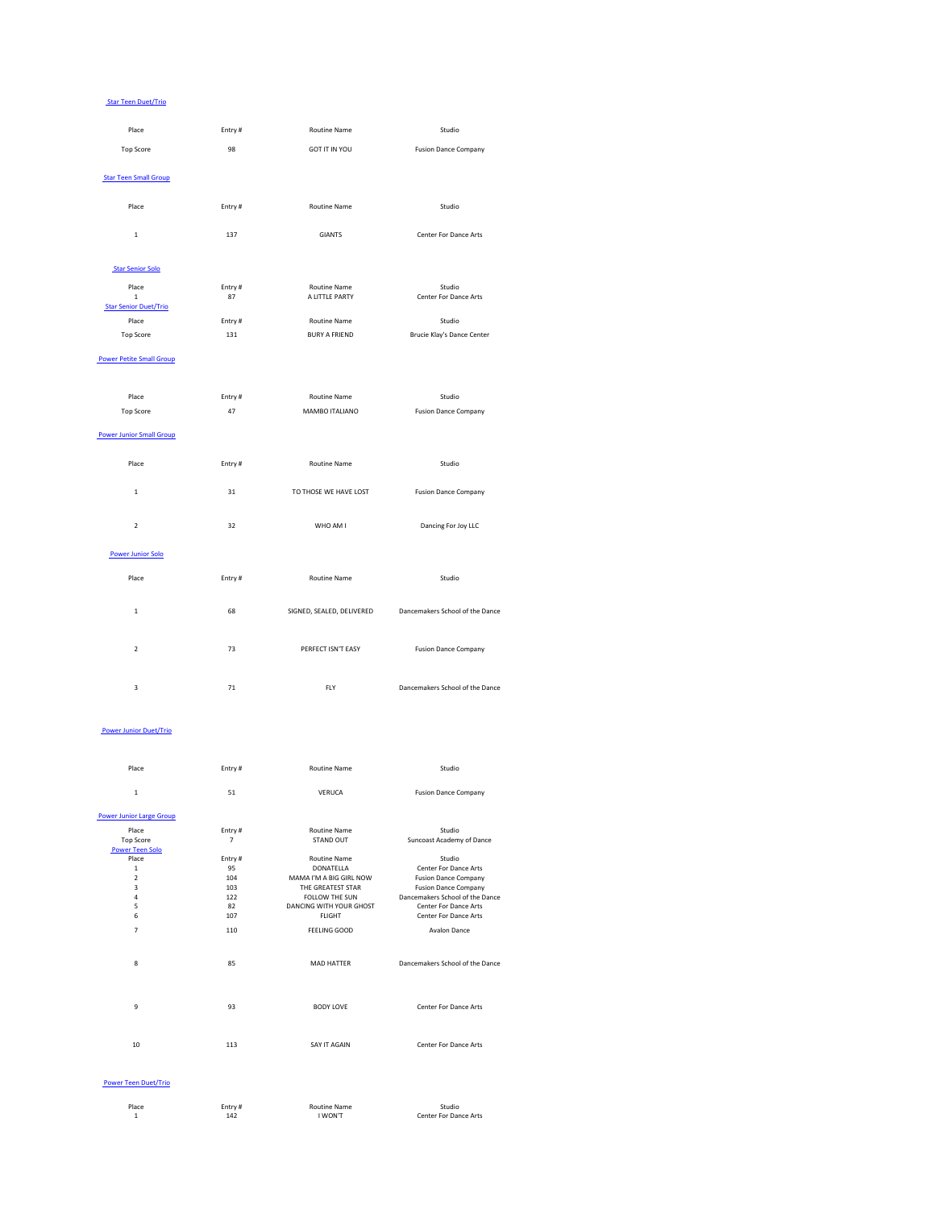### Star Teen Duet/Trio

| Place | Entry # | Routine Name | Studio |
|---|---|---|---|
| Top Score | 98 | GOT IT IN YOU | Fusion Dance Company |

### Star Teen Small Group

| Place | Entry # | Routine Name | Studio |
|---|---|---|---|
| 1 | 137 | GIANTS | Center For Dance Arts |

### Star Senior Solo

| Place | Entry # | Routine Name | Studio |
|---|---|---|---|
| 1 | 87 | A LITTLE PARTY | Center For Dance Arts |

### Star Senior Duet/Trio

| Place | Entry # | Routine Name | Studio |
|---|---|---|---|
| Top Score | 131 | BURY A FRIEND | Brucie Klay's Dance Center |

### Power Petite Small Group

| Place | Entry # | Routine Name | Studio |
|---|---|---|---|
| Top Score | 47 | MAMBO ITALIANO | Fusion Dance Company |

### Power Junior Small Group

| Place | Entry # | Routine Name | Studio |
|---|---|---|---|
| 1 | 31 | TO THOSE WE HAVE LOST | Fusion Dance Company |
| 2 | 32 | WHO AM I | Dancing For Joy LLC |

### Power Junior Solo

| Place | Entry # | Routine Name | Studio |
|---|---|---|---|
| 1 | 68 | SIGNED, SEALED, DELIVERED | Dancemakers School of the Dance |
| 2 | 73 | PERFECT ISN'T EASY | Fusion Dance Company |
| 3 | 71 | FLY | Dancemakers School of the Dance |

### Power Junior Duet/Trio

| Place | Entry # | Routine Name | Studio |
|---|---|---|---|
| 1 | 51 | VERUCA | Fusion Dance Company |

### Power Junior Large Group

| Place | Entry # | Routine Name | Studio |
|---|---|---|---|
| Top Score | 7 | STAND OUT | Suncoast Academy of Dance |

### Power Teen Solo

| Place | Entry # | Routine Name | Studio |
|---|---|---|---|
| 1 | 95 | DONATELLA | Center For Dance Arts |
| 2 | 104 | MAMA I'M A BIG GIRL NOW | Fusion Dance Company |
| 3 | 103 | THE GREATEST STAR | Fusion Dance Company |
| 4 | 122 | FOLLOW THE SUN | Dancemakers School of the Dance |
| 5 | 82 | DANCING WITH YOUR GHOST | Center For Dance Arts |
| 6 | 107 | FLIGHT | Center For Dance Arts |
| 7 | 110 | FEELING GOOD | Avalon Dance |
| 8 | 85 | MAD HATTER | Dancemakers School of the Dance |
| 9 | 93 | BODY LOVE | Center For Dance Arts |
| 10 | 113 | SAY IT AGAIN | Center For Dance Arts |

### Power Teen Duet/Trio

| Place | Entry # | Routine Name | Studio |
|---|---|---|---|
| 1 | 142 | I WON'T | Center For Dance Arts |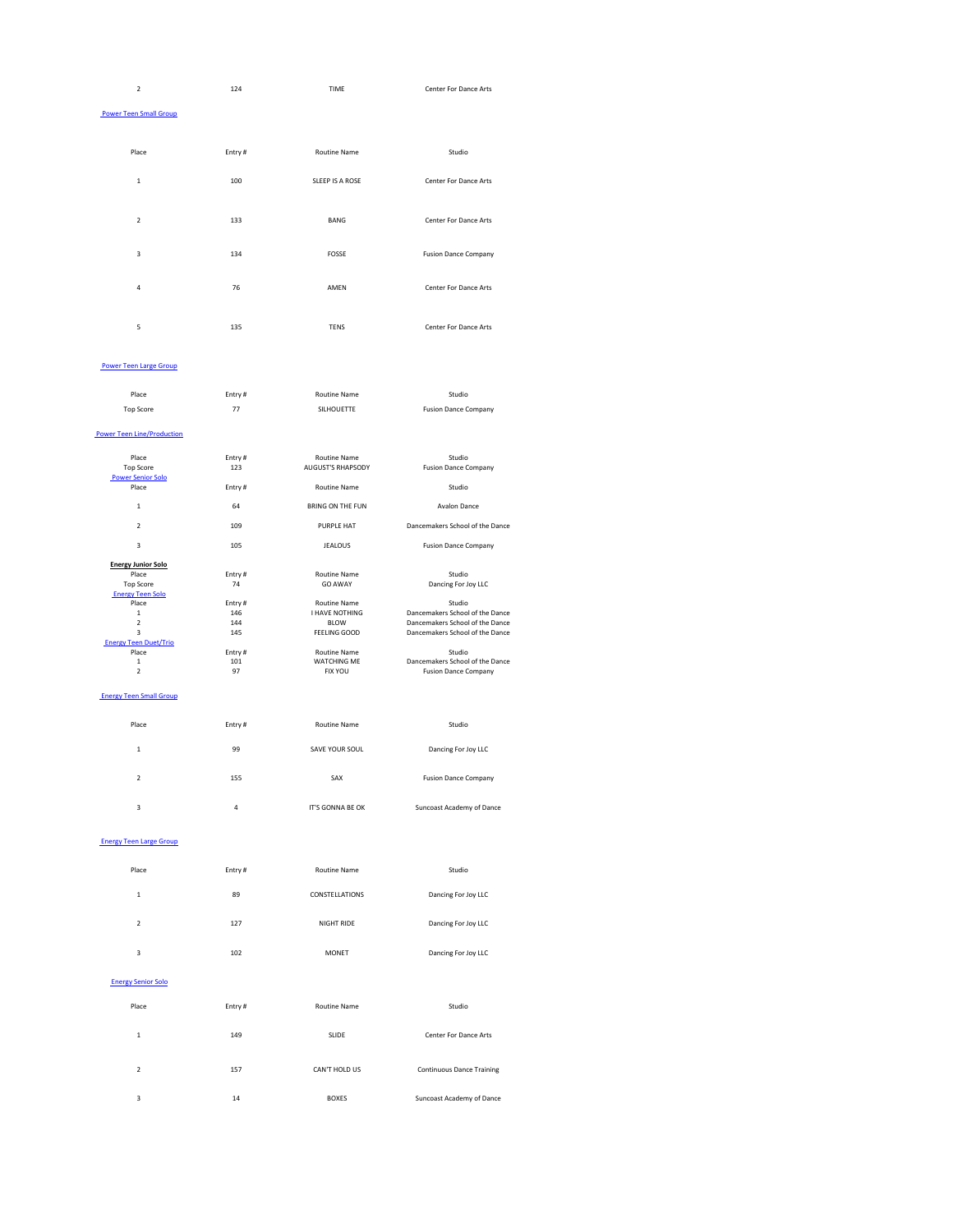| Place | Entry # | Routine Name | Studio |
|---|---|---|---|
| 2 | 124 | TIME | Center For Dance Arts |

## Power Teen Small Group

| Place | Entry # | Routine Name | Studio |
|---|---|---|---|
| 1 | 100 | SLEEP IS A ROSE | Center For Dance Arts |
| 2 | 133 | BANG | Center For Dance Arts |
| 3 | 134 | FOSSE | Fusion Dance Company |
| 4 | 76 | AMEN | Center For Dance Arts |
| 5 | 135 | TENS | Center For Dance Arts |

## Power Teen Large Group

| Place | Entry # | Routine Name | Studio |
|---|---|---|---|
| Top Score | 77 | SILHOUETTE | Fusion Dance Company |

## Power Teen Line/Production

| Place | Entry # | Routine Name | Studio |
|---|---|---|---|
| Top Score | 123 | AUGUST'S RHAPSODY | Fusion Dance Company |

## Power Senior Solo

| Place | Entry # | Routine Name | Studio |
|---|---|---|---|
| 1 | 64 | BRING ON THE FUN | Avalon Dance |
| 2 | 109 | PURPLE HAT | Dancemakers School of the Dance |
| 3 | 105 | JEALOUS | Fusion Dance Company |

## Energy Junior Solo

| Place | Entry # | Routine Name | Studio |
|---|---|---|---|
| Top Score | 74 | GO AWAY | Dancing For Joy LLC |

## Energy Teen Solo

| Place | Entry # | Routine Name | Studio |
|---|---|---|---|
| 1 | 146 | I HAVE NOTHING | Dancemakers School of the Dance |
| 2 | 144 | BLOW | Dancemakers School of the Dance |
| 3 | 145 | FEELING GOOD | Dancemakers School of the Dance |

## Energy Teen Duet/Trio

| Place | Entry # | Routine Name | Studio |
|---|---|---|---|
| 1 | 101 | WATCHING ME | Dancemakers School of the Dance |
| 2 | 97 | FIX YOU | Fusion Dance Company |

## Energy Teen Small Group

| Place | Entry # | Routine Name | Studio |
|---|---|---|---|
| 1 | 99 | SAVE YOUR SOUL | Dancing For Joy LLC |
| 2 | 155 | SAX | Fusion Dance Company |
| 3 | 4 | IT'S GONNA BE OK | Suncoast Academy of Dance |

## Energy Teen Large Group

| Place | Entry # | Routine Name | Studio |
|---|---|---|---|
| 1 | 89 | CONSTELLATIONS | Dancing For Joy LLC |
| 2 | 127 | NIGHT RIDE | Dancing For Joy LLC |
| 3 | 102 | MONET | Dancing For Joy LLC |

## Energy Senior Solo

| Place | Entry # | Routine Name | Studio |
|---|---|---|---|
| 1 | 149 | SLIDE | Center For Dance Arts |
| 2 | 157 | CAN'T HOLD US | Continuous Dance Training |
| 3 | 14 | BOXES | Suncoast Academy of Dance |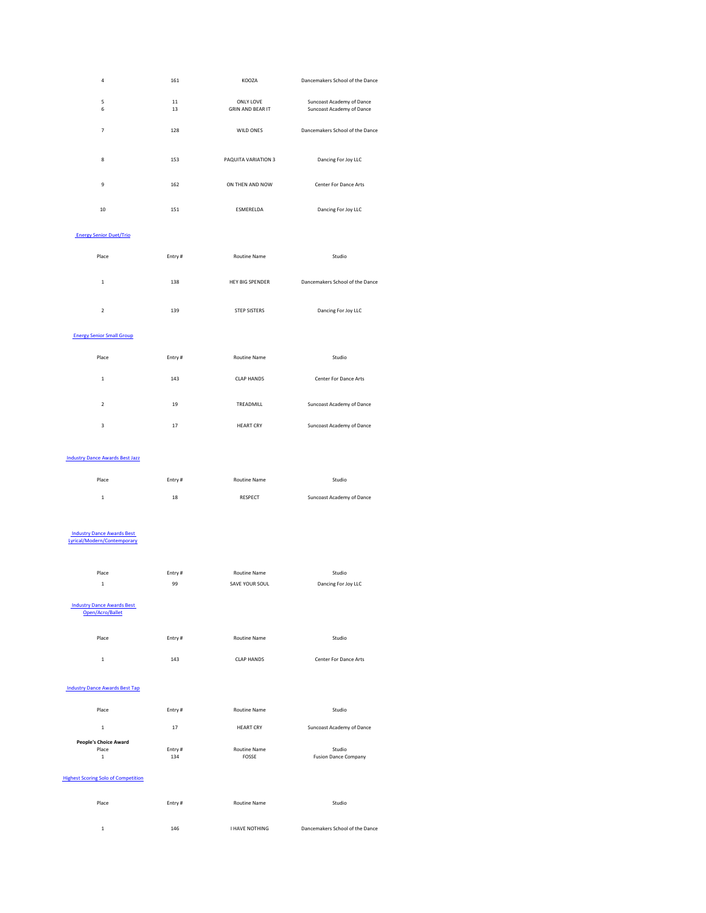| Place | Entry # | Routine Name | Studio |
|---|---|---|---|
| 4 | 161 | KOOZA | Dancemakers School of the Dance |
| 5 | 11 | ONLY LOVE | Suncoast Academy of Dance |
| 6 | 13 | GRIN AND BEAR IT | Suncoast Academy of Dance |
| 7 | 128 | WILD ONES | Dancemakers School of the Dance |
| 8 | 153 | PAQUITA VARIATION 3 | Dancing For Joy LLC |
| 9 | 162 | ON THEN AND NOW | Center For Dance Arts |
| 10 | 151 | ESMERELDA | Dancing For Joy LLC |

### Energy Senior Duet/Trio

| Place | Entry # | Routine Name | Studio |
|---|---|---|---|
| 1 | 138 | HEY BIG SPENDER | Dancemakers School of the Dance |
| 2 | 139 | STEP SISTERS | Dancing For Joy LLC |

### Energy Senior Small Group

| Place | Entry # | Routine Name | Studio |
|---|---|---|---|
| 1 | 143 | CLAP HANDS | Center For Dance Arts |
| 2 | 19 | TREADMILL | Suncoast Academy of Dance |
| 3 | 17 | HEART CRY | Suncoast Academy of Dance |

### Industry Dance Awards Best Jazz

| Place | Entry # | Routine Name | Studio |
|---|---|---|---|
| 1 | 18 | RESPECT | Suncoast Academy of Dance |

### Industry Dance Awards Best Lyrical/Modern/Contemporary

| Place | Entry # | Routine Name | Studio |
|---|---|---|---|
| 1 | 99 | SAVE YOUR SOUL | Dancing For Joy LLC |

### Industry Dance Awards Best Open/Acro/Ballet

| Place | Entry # | Routine Name | Studio |
|---|---|---|---|
| 1 | 143 | CLAP HANDS | Center For Dance Arts |

### Industry Dance Awards Best Tap

| Place | Entry # | Routine Name | Studio |
|---|---|---|---|
| 1 | 17 | HEART CRY | Suncoast Academy of Dance |

**People's Choice Award**

| Place | Entry # | Routine Name | Studio |
|---|---|---|---|
| 1 | 134 | FOSSE | Fusion Dance Company |

### Highest Scoring Solo of Competition

| Place | Entry # | Routine Name | Studio |
|---|---|---|---|
| 1 | 146 | I HAVE NOTHING | Dancemakers School of the Dance |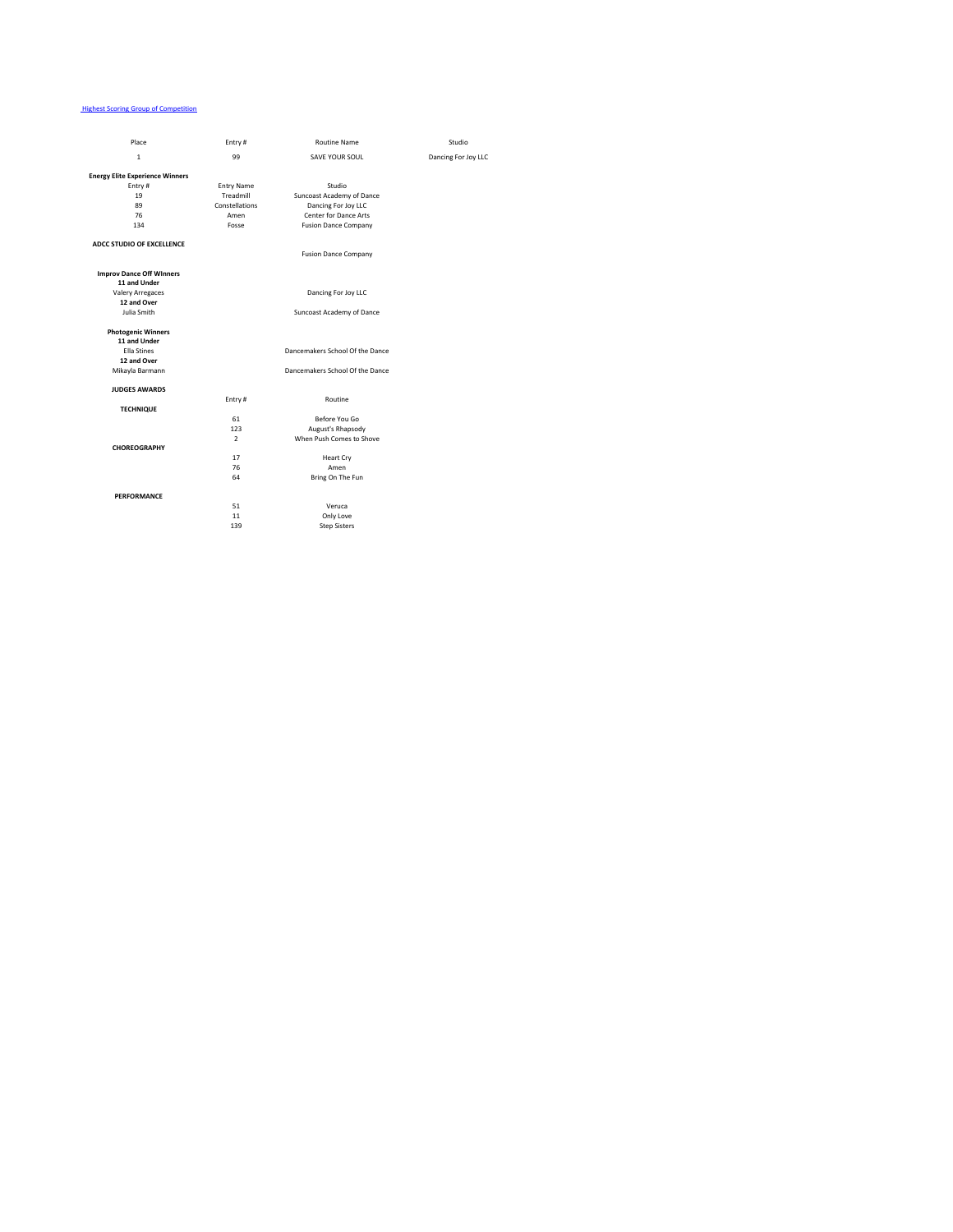Highest Scoring Group of Competition

| Place | Entry # | Routine Name | Studio |
|---|---|---|---|
| 1 | 99 | SAVE YOUR SOUL | Dancing For Joy LLC |

**Energy Elite Experience Winners**

| Entry # | Entry Name | Studio |
|---|---|---|
| 19 | Treadmill | Suncoast Academy of Dance |
| 89 | Constellations | Dancing For Joy LLC |
| 76 | Amen | Center for Dance Arts |
| 134 | Fosse | Fusion Dance Company |

**ADCC STUDIO OF EXCELLENCE**

Fusion Dance Company

**Improv Dance Off WInners**

**11 and Under**

| | |
|---|---|
| Valery Arregaces | Dancing For Joy LLC |

**12 and Over**

| | |
|---|---|
| Julia Smith | Suncoast Academy of Dance |

**Photogenic Winners**

**11 and Under**

| | |
|---|---|
| Ella Stines | Dancemakers School Of the Dance |

**12 and Over**

| | |
|---|---|
| Mikayla Barmann | Dancemakers School Of the Dance |

**JUDGES AWARDS**

| | Entry # | Routine |
|---|---|---|
| **TECHNIQUE** | | |
| | 61 | Before You Go |
| | 123 | August's Rhapsody |
| | 2 | When Push Comes to Shove |
| **CHOREOGRAPHY** | | |
| | 17 | Heart Cry |
| | 76 | Amen |
| | 64 | Bring On The Fun |
| **PERFORMANCE** | | |
| | 51 | Veruca |
| | 11 | Only Love |
| | 139 | Step Sisters |